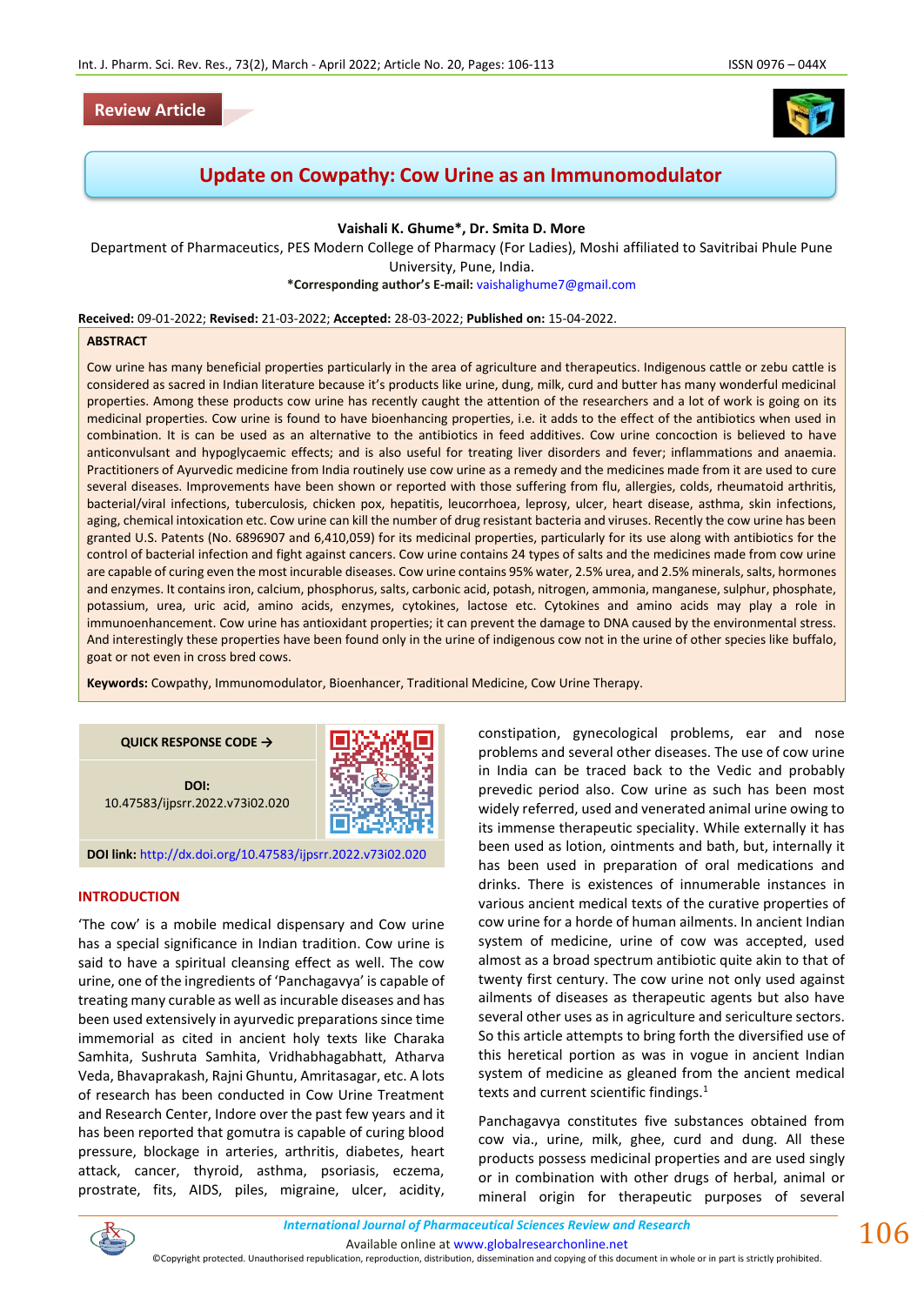Review Article

# Update on Cowpathy: Cow Urine as an Immunomodulator

**Vaishali K. Ghume*, Dr. Smita D. More**

Department of Pharmaceutics, PES Modern College of Pharmacy (For Ladies), Moshi affiliated to Savitribai Phule Pune University, Pune, India.

***Corresponding author's E-mail:** vaishalighume7@gmail.com

**Received:** 09-01-2022; **Revised:** 21-03-2022; **Accepted:** 28-03-2022; **Published on:** 15-04-2022.

## ABSTRACT

Cow urine has many beneficial properties particularly in the area of agriculture and therapeutics. Indigenous cattle or zebu cattle is considered as sacred in Indian literature because it's products like urine, dung, milk, curd and butter has many wonderful medicinal properties. Among these products cow urine has recently caught the attention of the researchers and a lot of work is going on its medicinal properties. Cow urine is found to have bioenhancing properties, i.e. it adds to the effect of the antibiotics when used in combination. It is can be used as an alternative to the antibiotics in feed additives. Cow urine concoction is believed to have anticonvulsant and hypoglycaemic effects; and is also useful for treating liver disorders and fever; inflammations and anaemia. Practitioners of Ayurvedic medicine from India routinely use cow urine as a remedy and the medicines made from it are used to cure several diseases. Improvements have been shown or reported with those suffering from flu, allergies, colds, rheumatoid arthritis, bacterial/viral infections, tuberculosis, chicken pox, hepatitis, leucorrhoea, leprosy, ulcer, heart disease, asthma, skin infections, aging, chemical intoxication etc. Cow urine can kill the number of drug resistant bacteria and viruses. Recently the cow urine has been granted U.S. Patents (No. 6896907 and 6,410,059) for its medicinal properties, particularly for its use along with antibiotics for the control of bacterial infection and fight against cancers. Cow urine contains 24 types of salts and the medicines made from cow urine are capable of curing even the most incurable diseases. Cow urine contains 95% water, 2.5% urea, and 2.5% minerals, salts, hormones and enzymes. It contains iron, calcium, phosphorus, salts, carbonic acid, potash, nitrogen, ammonia, manganese, sulphur, phosphate, potassium, urea, uric acid, amino acids, enzymes, cytokines, lactose etc. Cytokines and amino acids may play a role in immunoenhancement. Cow urine has antioxidant properties; it can prevent the damage to DNA caused by the environmental stress. And interestingly these properties have been found only in the urine of indigenous cow not in the urine of other species like buffalo, goat or not even in cross bred cows.

**Keywords:** Cowpathy, Immunomodulator, Bioenhancer, Traditional Medicine, Cow Urine Therapy.

QUICK RESPONSE CODE →

DOI: 10.47583/ijpsrr.2022.v73i02.020

**DOI link:** http://dx.doi.org/10.47583/ijpsrr.2022.v73i02.020

## INTRODUCTION

'The cow' is a mobile medical dispensary and Cow urine has a special significance in Indian tradition. Cow urine is said to have a spiritual cleansing effect as well. The cow urine, one of the ingredients of 'Panchagavya' is capable of treating many curable as well as incurable diseases and has been used extensively in ayurvedic preparations since time immemorial as cited in ancient holy texts like Charaka Samhita, Sushruta Samhita, Vridhabhagabhatt, Atharva Veda, Bhavaprakash, Rajni Ghuntu, Amritasagar, etc. A lots of research has been conducted in Cow Urine Treatment and Research Center, Indore over the past few years and it has been reported that gomutra is capable of curing blood pressure, blockage in arteries, arthritis, diabetes, heart attack, cancer, thyroid, asthma, psoriasis, eczema, prostrate, fits, AIDS, piles, migraine, ulcer, acidity, constipation, gynecological problems, ear and nose problems and several other diseases. The use of cow urine in India can be traced back to the Vedic and probably prevedic period also. Cow urine as such has been most widely referred, used and venerated animal urine owing to its immense therapeutic speciality. While externally it has been used as lotion, ointments and bath, but, internally it has been used in preparation of oral medications and drinks. There is existences of innumerable instances in various ancient medical texts of the curative properties of cow urine for a horde of human ailments. In ancient Indian system of medicine, urine of cow was accepted, used almost as a broad spectrum antibiotic quite akin to that of twenty first century. The cow urine not only used against ailments of diseases as therapeutic agents but also have several other uses as in agriculture and sericulture sectors. So this article attempts to bring forth the diversified use of this heretical portion as in vogue in ancient Indian system of medicine as gleaned from the ancient medical texts and current scientific findings.[1]

Panchagavya constitutes five substances obtained from cow via., urine, milk, ghee, curd and dung. All these products possess medicinal properties and are used singly or in combination with other drugs of herbal, animal or mineral origin for therapeutic purposes of several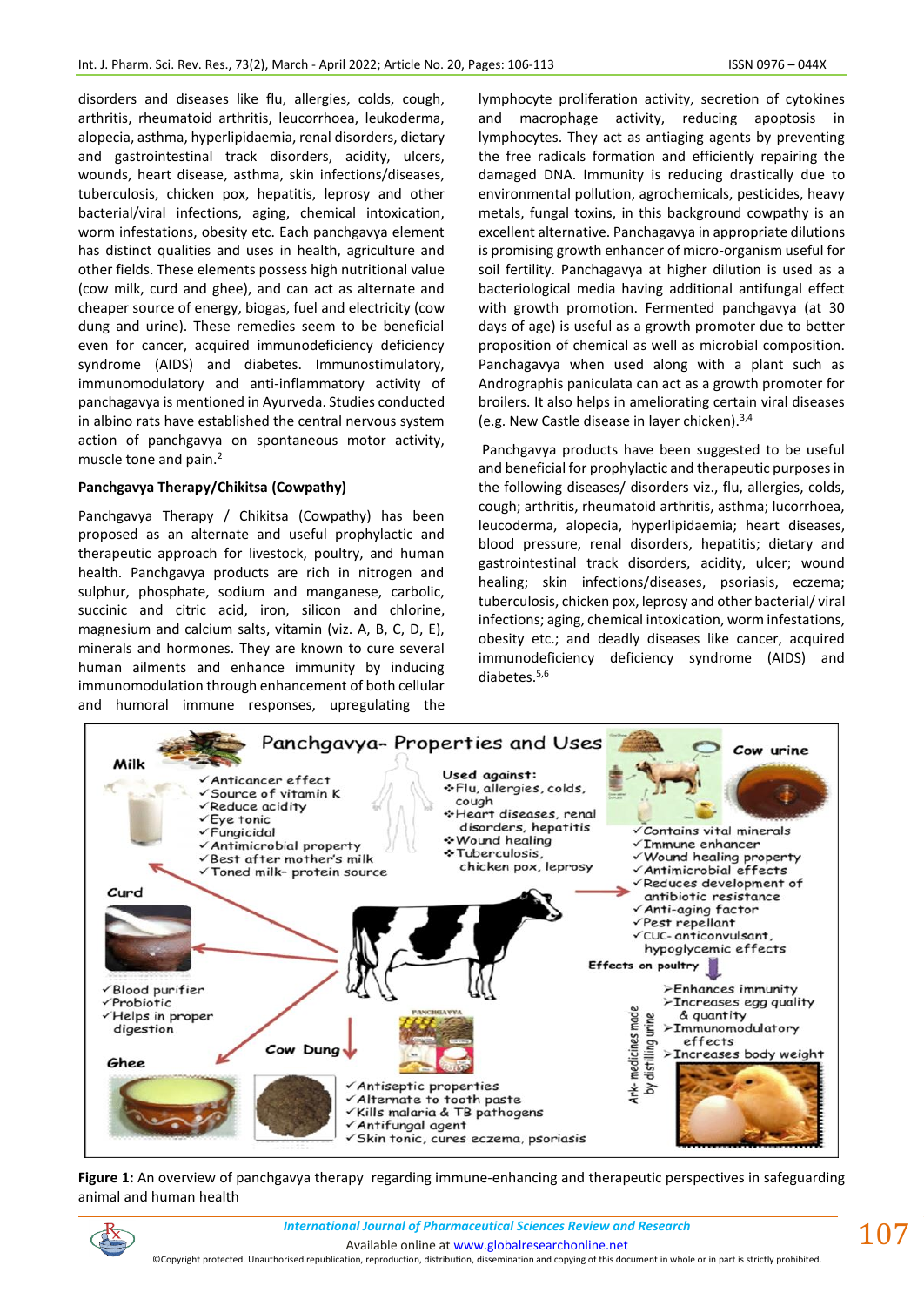disorders and diseases like flu, allergies, colds, cough, arthritis, rheumatoid arthritis, leucorrhoea, leukoderma, alopecia, asthma, hyperlipidaemia, renal disorders, dietary and gastrointestinal track disorders, acidity, ulcers, wounds, heart disease, asthma, skin infections/diseases, tuberculosis, chicken pox, hepatitis, leprosy and other bacterial/viral infections, aging, chemical intoxication, worm infestations, obesity etc. Each panchgavya element has distinct qualities and uses in health, agriculture and other fields. These elements possess high nutritional value (cow milk, curd and ghee), and can act as alternate and cheaper source of energy, biogas, fuel and electricity (cow dung and urine). These remedies seem to be beneficial even for cancer, acquired immunodeficiency deficiency syndrome (AIDS) and diabetes. Immunostimulatory, immunomodulatory and anti-inflammatory activity of panchagavya is mentioned in Ayurveda. Studies conducted in albino rats have established the central nervous system action of panchgavya on spontaneous motor activity, muscle tone and pain.[2]

**Panchgavya Therapy/Chikitsa (Cowpathy)**

Panchgavya Therapy / Chikitsa (Cowpathy) has been proposed as an alternate and useful prophylactic and therapeutic approach for livestock, poultry, and human health. Panchgavya products are rich in nitrogen and sulphur, phosphate, sodium and manganese, carbolic, succinic and citric acid, iron, silicon and chlorine, magnesium and calcium salts, vitamin (viz. A, B, C, D, E), minerals and hormones. They are known to cure several human ailments and enhance immunity by inducing immunomodulation through enhancement of both cellular and humoral immune responses, upregulating the lymphocyte proliferation activity, secretion of cytokines and macrophage activity, reducing apoptosis in lymphocytes. They act as antiaging agents by preventing the free radicals formation and efficiently repairing the damaged DNA. Immunity is reducing drastically due to environmental pollution, agrochemicals, pesticides, heavy metals, fungal toxins, in this background cowpathy is an excellent alternative. Panchagavya in appropriate dilutions is promising growth enhancer of micro-organism useful for soil fertility. Panchagavya at higher dilution is used as a bacteriological media having additional antifungal effect with growth promotion. Fermented panchgavya (at 30 days of age) is useful as a growth promoter due to better proposition of chemical as well as microbial composition. Panchagavya when used along with a plant such as Andrographis paniculata can act as a growth promoter for broilers. It also helps in ameliorating certain viral diseases (e.g. New Castle disease in layer chicken).[3,4]

Panchgavya products have been suggested to be useful and beneficial for prophylactic and therapeutic purposes in the following diseases/ disorders viz., flu, allergies, colds, cough; arthritis, rheumatoid arthritis, asthma; lucorrhoea, leucoderma, alopecia, hyperlipidaemia; heart diseases, blood pressure, renal disorders, hepatitis; dietary and gastrointestinal track disorders, acidity, ulcer; wound healing; skin infections/diseases, psoriasis, eczema; tuberculosis, chicken pox, leprosy and other bacterial/ viral infections; aging, chemical intoxication, worm infestations, obesity etc.; and deadly diseases like cancer, acquired immunodeficiency deficiency syndrome (AIDS) and diabetes.[5,6]

**Figure 1:** An overview of panchgavya therapy regarding immune-enhancing and therapeutic perspectives in safeguarding animal and human health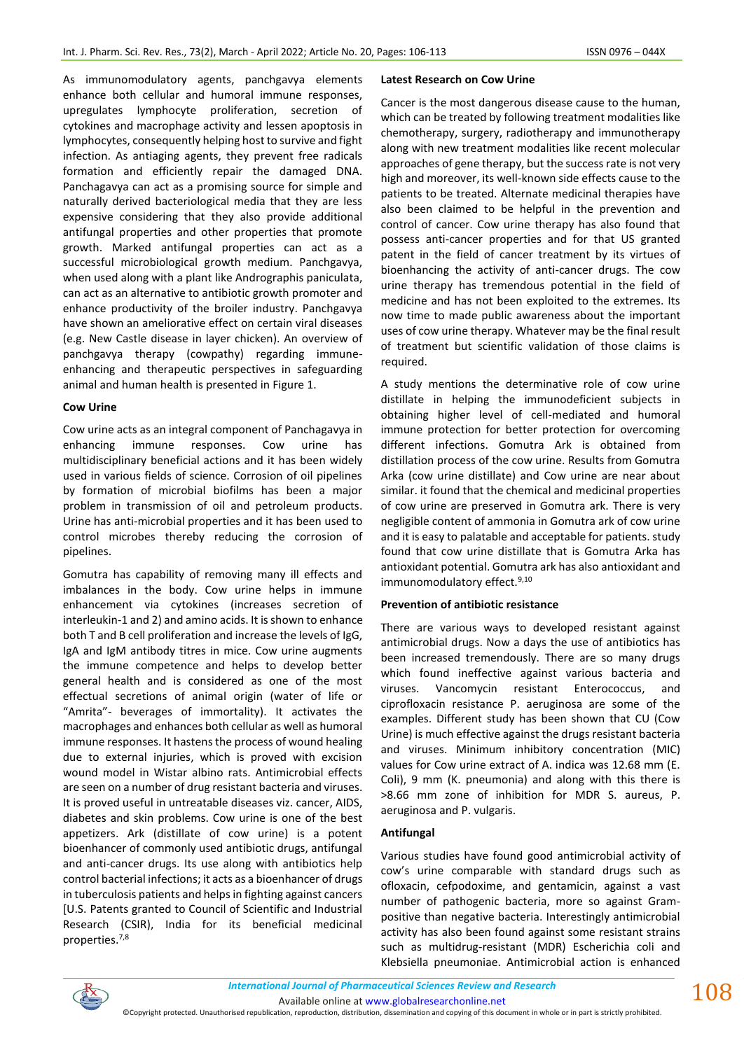As immunomodulatory agents, panchgavya elements enhance both cellular and humoral immune responses, upregulates lymphocyte proliferation, secretion of cytokines and macrophage activity and lessen apoptosis in lymphocytes, consequently helping host to survive and fight infection. As antiaging agents, they prevent free radicals formation and efficiently repair the damaged DNA. Panchagavya can act as a promising source for simple and naturally derived bacteriological media that they are less expensive considering that they also provide additional antifungal properties and other properties that promote growth. Marked antifungal properties can act as a successful microbiological growth medium. Panchgavya, when used along with a plant like Andrographis paniculata, can act as an alternative to antibiotic growth promoter and enhance productivity of the broiler industry. Panchgavya have shown an ameliorative effect on certain viral diseases (e.g. New Castle disease in layer chicken). An overview of panchgavya therapy (cowpathy) regarding immune-enhancing and therapeutic perspectives in safeguarding animal and human health is presented in Figure 1.

**Cow Urine**

Cow urine acts as an integral component of Panchagavya in enhancing immune responses. Cow urine has multidisciplinary beneficial actions and it has been widely used in various fields of science. Corrosion of oil pipelines by formation of microbial biofilms has been a major problem in transmission of oil and petroleum products. Urine has anti-microbial properties and it has been used to control microbes thereby reducing the corrosion of pipelines.

Gomutra has capability of removing many ill effects and imbalances in the body. Cow urine helps in immune enhancement via cytokines (increases secretion of interleukin-1 and 2) and amino acids. It is shown to enhance both T and B cell proliferation and increase the levels of IgG, IgA and IgM antibody titres in mice. Cow urine augments the immune competence and helps to develop better general health and is considered as one of the most effectual secretions of animal origin (water of life or "Amrita"- beverages of immortality). It activates the macrophages and enhances both cellular as well as humoral immune responses. It hastens the process of wound healing due to external injuries, which is proved with excision wound model in Wistar albino rats. Antimicrobial effects are seen on a number of drug resistant bacteria and viruses. It is proved useful in untreatable diseases viz. cancer, AIDS, diabetes and skin problems. Cow urine is one of the best appetizers. Ark (distillate of cow urine) is a potent bioenhancer of commonly used antibiotic drugs, antifungal and anti-cancer drugs. Its use along with antibiotics help control bacterial infections; it acts as a bioenhancer of drugs in tuberculosis patients and helps in fighting against cancers [U.S. Patents granted to Council of Scientific and Industrial Research (CSIR), India for its beneficial medicinal properties.[7,8]

**Latest Research on Cow Urine**

Cancer is the most dangerous disease cause to the human, which can be treated by following treatment modalities like chemotherapy, surgery, radiotherapy and immunotherapy along with new treatment modalities like recent molecular approaches of gene therapy, but the success rate is not very high and moreover, its well-known side effects cause to the patients to be treated. Alternate medicinal therapies have also been claimed to be helpful in the prevention and control of cancer. Cow urine therapy has also found that possess anti-cancer properties and for that US granted patent in the field of cancer treatment by its virtues of bioenhancing the activity of anti-cancer drugs. The cow urine therapy has tremendous potential in the field of medicine and has not been exploited to the extremes. Its now time to made public awareness about the important uses of cow urine therapy. Whatever may be the final result of treatment but scientific validation of those claims is required.

A study mentions the determinative role of cow urine distillate in helping the immunodeficient subjects in obtaining higher level of cell-mediated and humoral immune protection for better protection for overcoming different infections. Gomutra Ark is obtained from distillation process of the cow urine. Results from Gomutra Arka (cow urine distillate) and Cow urine are near about similar. it found that the chemical and medicinal properties of cow urine are preserved in Gomutra ark. There is very negligible content of ammonia in Gomutra ark of cow urine and it is easy to palatable and acceptable for patients. study found that cow urine distillate that is Gomutra Arka has antioxidant potential. Gomutra ark has also antioxidant and immunomodulatory effect.[9,10]

**Prevention of antibiotic resistance**

There are various ways to developed resistant against antimicrobial drugs. Now a days the use of antibiotics has been increased tremendously. There are so many drugs which found ineffective against various bacteria and viruses. Vancomycin resistant Enterococcus, and ciprofloxacin resistance P. aeruginosa are some of the examples. Different study has been shown that CU (Cow Urine) is much effective against the drugs resistant bacteria and viruses. Minimum inhibitory concentration (MIC) values for Cow urine extract of A. indica was 12.68 mm (E. Coli), 9 mm (K. pneumonia) and along with this there is >8.66 mm zone of inhibition for MDR S. aureus, P. aeruginosa and P. vulgaris.

**Antifungal**

Various studies have found good antimicrobial activity of cow's urine comparable with standard drugs such as ofloxacin, cefpodoxime, and gentamicin, against a vast number of pathogenic bacteria, more so against Gram-positive than negative bacteria. Interestingly antimicrobial activity has also been found against some resistant strains such as multidrug-resistant (MDR) Escherichia coli and Klebsiella pneumoniae. Antimicrobial action is enhanced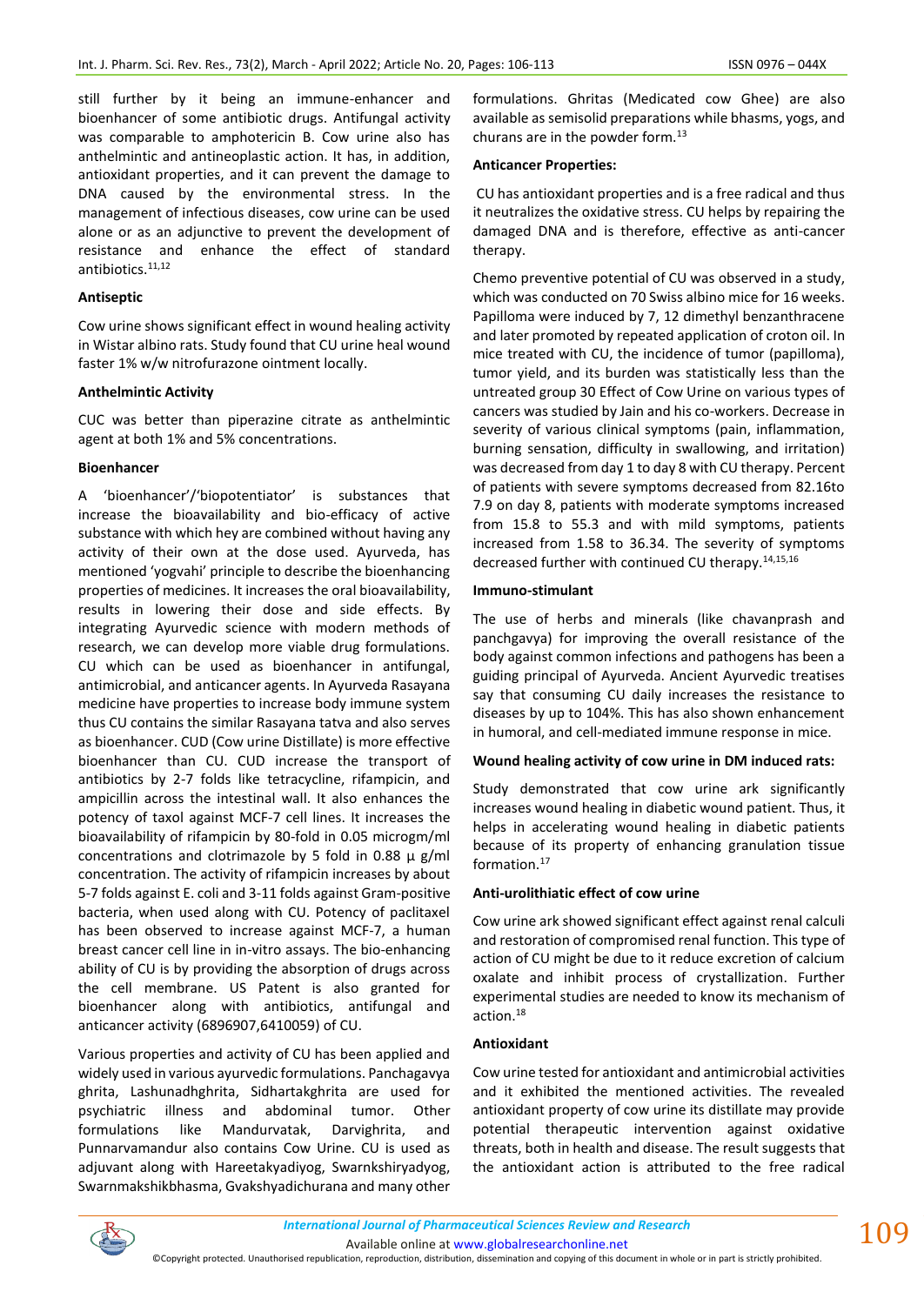still further by it being an immune-enhancer and bioenhancer of some antibiotic drugs. Antifungal activity was comparable to amphotericin B. Cow urine also has anthelmintic and antineoplastic action. It has, in addition, antioxidant properties, and it can prevent the damage to DNA caused by the environmental stress. In the management of infectious diseases, cow urine can be used alone or as an adjunctive to prevent the development of resistance and enhance the effect of standard antibiotics.[11,12]

#### Antiseptic

Cow urine shows significant effect in wound healing activity in Wistar albino rats. Study found that CU urine heal wound faster 1% w/w nitrofurazone ointment locally.

#### Anthelmintic Activity

CUC was better than piperazine citrate as anthelmintic agent at both 1% and 5% concentrations.

#### Bioenhancer

A 'bioenhancer'/'biopotentiator' is substances that increase the bioavailability and bio-efficacy of active substance with which hey are combined without having any activity of their own at the dose used. Ayurveda, has mentioned 'yogvahi' principle to describe the bioenhancing properties of medicines. It increases the oral bioavailability, results in lowering their dose and side effects. By integrating Ayurvedic science with modern methods of research, we can develop more viable drug formulations. CU which can be used as bioenhancer in antifungal, antimicrobial, and anticancer agents. In Ayurveda Rasayana medicine have properties to increase body immune system thus CU contains the similar Rasayana tatva and also serves as bioenhancer. CUD (Cow urine Distillate) is more effective bioenhancer than CU. CUD increase the transport of antibiotics by 2-7 folds like tetracycline, rifampicin, and ampicillin across the intestinal wall. It also enhances the potency of taxol against MCF-7 cell lines. It increases the bioavailability of rifampicin by 80-fold in 0.05 microgm/ml concentrations and clotrimazole by 5 fold in 0.88 µ g/ml concentration. The activity of rifampicin increases by about 5-7 folds against E. coli and 3-11 folds against Gram-positive bacteria, when used along with CU. Potency of paclitaxel has been observed to increase against MCF-7, a human breast cancer cell line in in-vitro assays. The bio-enhancing ability of CU is by providing the absorption of drugs across the cell membrane. US Patent is also granted for bioenhancer along with antibiotics, antifungal and anticancer activity (6896907,6410059) of CU.

Various properties and activity of CU has been applied and widely used in various ayurvedic formulations. Panchagavya ghrita, Lashunadhghrita, Sidhartakghrita are used for psychiatric illness and abdominal tumor. Other formulations like Mandurvatak, Darvighrita, and Punnarvamandur also contains Cow Urine. CU is used as adjuvant along with Hareetakyadiyog, Swarnkshiryadyog, Swarnmakshikbhasma, Gvakshyadichurana and many other formulations. Ghritas (Medicated cow Ghee) are also available as semisolid preparations while bhasms, yogs, and churans are in the powder form.[13]

#### Anticancer Properties:

CU has antioxidant properties and is a free radical and thus it neutralizes the oxidative stress. CU helps by repairing the damaged DNA and is therefore, effective as anti-cancer therapy.

Chemo preventive potential of CU was observed in a study, which was conducted on 70 Swiss albino mice for 16 weeks. Papilloma were induced by 7, 12 dimethyl benzanthracene and later promoted by repeated application of croton oil. In mice treated with CU, the incidence of tumor (papilloma), tumor yield, and its burden was statistically less than the untreated group 30 Effect of Cow Urine on various types of cancers was studied by Jain and his co-workers. Decrease in severity of various clinical symptoms (pain, inflammation, burning sensation, difficulty in swallowing, and irritation) was decreased from day 1 to day 8 with CU therapy. Percent of patients with severe symptoms decreased from 82.16to 7.9 on day 8, patients with moderate symptoms increased from 15.8 to 55.3 and with mild symptoms, patients increased from 1.58 to 36.34. The severity of symptoms decreased further with continued CU therapy.[14,15,16]

#### Immuno-stimulant

The use of herbs and minerals (like chavanprash and panchgavya) for improving the overall resistance of the body against common infections and pathogens has been a guiding principal of Ayurveda. Ancient Ayurvedic treatises say that consuming CU daily increases the resistance to diseases by up to 104%. This has also shown enhancement in humoral, and cell-mediated immune response in mice.

#### Wound healing activity of cow urine in DM induced rats:

Study demonstrated that cow urine ark significantly increases wound healing in diabetic wound patient. Thus, it helps in accelerating wound healing in diabetic patients because of its property of enhancing granulation tissue formation.[17]

#### Anti-urolithiatic effect of cow urine

Cow urine ark showed significant effect against renal calculi and restoration of compromised renal function. This type of action of CU might be due to it reduce excretion of calcium oxalate and inhibit process of crystallization. Further experimental studies are needed to know its mechanism of action.[18]

#### Antioxidant

Cow urine tested for antioxidant and antimicrobial activities and it exhibited the mentioned activities. The revealed antioxidant property of cow urine its distillate may provide potential therapeutic intervention against oxidative threats, both in health and disease. The result suggests that the antioxidant action is attributed to the free radical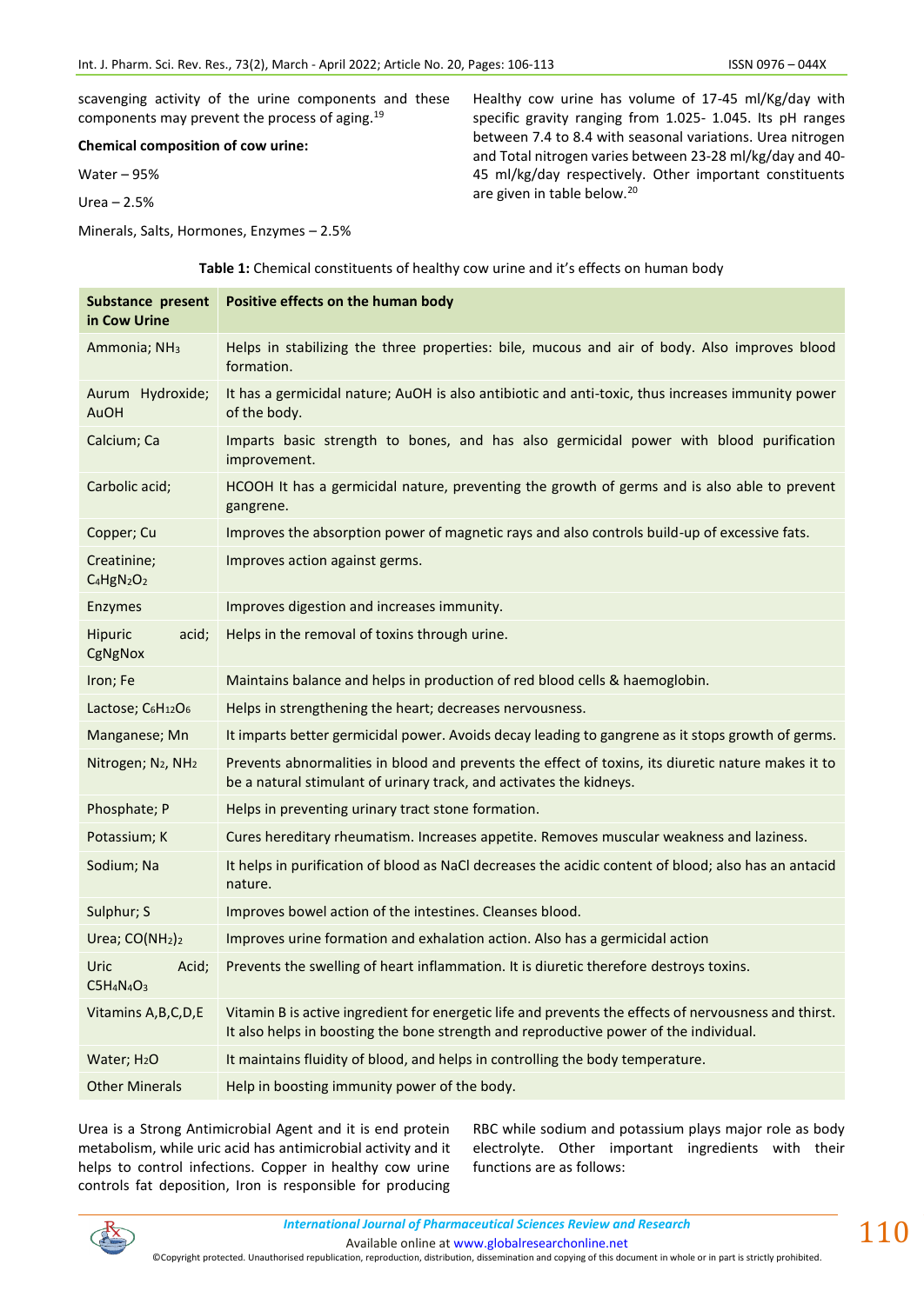scavenging activity of the urine components and these components may prevent the process of aging.[19]

**Chemical composition of cow urine:**

Water – 95%

Urea – 2.5%

Minerals, Salts, Hormones, Enzymes – 2.5%

Healthy cow urine has volume of 17-45 ml/Kg/day with specific gravity ranging from 1.025- 1.045. Its pH ranges between 7.4 to 8.4 with seasonal variations. Urea nitrogen and Total nitrogen varies between 23-28 ml/kg/day and 40-45 ml/kg/day respectively. Other important constituents are given in table below.[20]

**Table 1:** Chemical constituents of healthy cow urine and it's effects on human body

| Substance present in Cow Urine | Positive effects on the human body |
|---|---|
| Ammonia; $NH_3$ | Helps in stabilizing the three properties: bile, mucous and air of body. Also improves blood formation. |
| Aurum Hydroxide; AuOH | It has a germicidal nature; AuOH is also antibiotic and anti-toxic, thus increases immunity power of the body. |
| Calcium; Ca | Imparts basic strength to bones, and has also germicidal power with blood purification improvement. |
| Carbolic acid; | HCOOH It has a germicidal nature, preventing the growth of germs and is also able to prevent gangrene. |
| Copper; Cu | Improves the absorption power of magnetic rays and also controls build-up of excessive fats. |
| Creatinine; $C_4HgN_2O_2$ | Improves action against germs. |
| Enzymes | Improves digestion and increases immunity. |
| Hipuric acid; CgNgNox | Helps in the removal of toxins through urine. |
| Iron; Fe | Maintains balance and helps in production of red blood cells & haemoglobin. |
| Lactose; $C_6H_{12}O_6$ | Helps in strengthening the heart; decreases nervousness. |
| Manganese; Mn | It imparts better germicidal power. Avoids decay leading to gangrene as it stops growth of germs. |
| Nitrogen; $N_2$, $NH_2$ | Prevents abnormalities in blood and prevents the effect of toxins, its diuretic nature makes it to be a natural stimulant of urinary track, and activates the kidneys. |
| Phosphate; P | Helps in preventing urinary tract stone formation. |
| Potassium; K | Cures hereditary rheumatism. Increases appetite. Removes muscular weakness and laziness. |
| Sodium; Na | It helps in purification of blood as NaCl decreases the acidic content of blood; also has an antacid nature. |
| Sulphur; S | Improves bowel action of the intestines. Cleanses blood. |
| Urea; $CO(NH_2)_2$ | Improves urine formation and exhalation action. Also has a germicidal action |
| Uric Acid; $C5H_4N_4O_3$ | Prevents the swelling of heart inflammation. It is diuretic therefore destroys toxins. |
| Vitamins A,B,C,D,E | Vitamin B is active ingredient for energetic life and prevents the effects of nervousness and thirst. It also helps in boosting the bone strength and reproductive power of the individual. |
| Water; $H_2O$ | It maintains fluidity of blood, and helps in controlling the body temperature. |
| Other Minerals | Help in boosting immunity power of the body. |

Urea is a Strong Antimicrobial Agent and it is end protein metabolism, while uric acid has antimicrobial activity and it helps to control infections. Copper in healthy cow urine controls fat deposition, Iron is responsible for producing RBC while sodium and potassium plays major role as body electrolyte. Other important ingredients with their functions are as follows: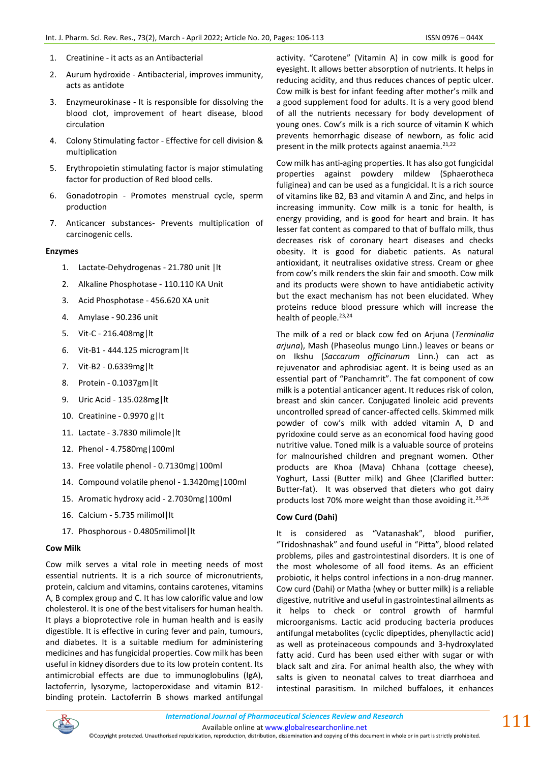1. Creatinine - it acts as an Antibacterial
2. Aurum hydroxide - Antibacterial, improves immunity, acts as antidote
3. Enzymeurokinase - It is responsible for dissolving the blood clot, improvement of heart disease, blood circulation
4. Colony Stimulating factor - Effective for cell division & multiplication
5. Erythropoietin stimulating factor is major stimulating factor for production of Red blood cells.
6. Gonadotropin - Promotes menstrual cycle, sperm production
7. Anticancer substances- Prevents multiplication of carcinogenic cells.

**Enzymes**

1. Lactate-Dehydrogenas - 21.780 unit |lt
2. Alkaline Phosphotase - 110.110 KA Unit
3. Acid Phosphotase - 456.620 XA unit
4. Amylase - 90.236 unit
5. Vit-C - 216.408mg|lt
6. Vit-B1 - 444.125 microgram|lt
7. Vit-B2 - 0.6339mg|lt
8. Protein - 0.1037gm|lt
9. Uric Acid - 135.028mg|lt
10. Creatinine - 0.9970 g|lt
11. Lactate - 3.7830 milimole|lt
12. Phenol - 4.7580mg|100ml
13. Free volatile phenol - 0.7130mg|100ml
14. Compound volatile phenol - 1.3420mg|100ml
15. Aromatic hydroxy acid - 2.7030mg|100ml
16. Calcium - 5.735 milimol|lt
17. Phosphorous - 0.4805milimol|lt

**Cow Milk**

Cow milk serves a vital role in meeting needs of most essential nutrients. It is a rich source of micronutrients, protein, calcium and vitamins, contains carotenes, vitamins A, B complex group and C. It has low calorific value and low cholesterol. It is one of the best vitalisers for human health. It plays a bioprotective role in human health and is easily digestible. It is effective in curing fever and pain, tumours, and diabetes. It is a suitable medium for administering medicines and has fungicidal properties. Cow milk has been useful in kidney disorders due to its low protein content. Its antimicrobial effects are due to immunoglobulins (IgA), lactoferrin, lysozyme, lactoperoxidase and vitamin B12-binding protein. Lactoferrin B shows marked antifungal activity. "Carotene" (Vitamin A) in cow milk is good for eyesight. It allows better absorption of nutrients. It helps in reducing acidity, and thus reduces chances of peptic ulcer. Cow milk is best for infant feeding after mother's milk and a good supplement food for adults. It is a very good blend of all the nutrients necessary for body development of young ones. Cow's milk is a rich source of vitamin K which prevents hemorrhagic disease of newborn, as folic acid present in the milk protects against anaemia.[21,22]

Cow milk has anti-aging properties. It has also got fungicidal properties against powdery mildew (Sphaerotheca fuliginea) and can be used as a fungicidal. It is a rich source of vitamins like B2, B3 and vitamin A and Zinc, and helps in increasing immunity. Cow milk is a tonic for health, is energy providing, and is good for heart and brain. It has lesser fat content as compared to that of buffalo milk, thus decreases risk of coronary heart diseases and checks obesity. It is good for diabetic patients. As natural antioxidant, it neutralises oxidative stress. Cream or ghee from cow's milk renders the skin fair and smooth. Cow milk and its products were shown to have antidiabetic activity but the exact mechanism has not been elucidated. Whey proteins reduce blood pressure which will increase the health of people.[23,24]

The milk of a red or black cow fed on Arjuna (*Terminalia arjuna*), Mash (Phaseolus mungo Linn.) leaves or beans or on Ikshu (*Saccarum officinarum* Linn.) can act as rejuvenator and aphrodisiac agent. It is being used as an essential part of "Panchamrit". The fat component of cow milk is a potential anticancer agent. It reduces risk of colon, breast and skin cancer. Conjugated linoleic acid prevents uncontrolled spread of cancer-affected cells. Skimmed milk powder of cow's milk with added vitamin A, D and pyridoxine could serve as an economical food having good nutritive value. Toned milk is a valuable source of proteins for malnourished children and pregnant women. Other products are Khoa (Mava) Chhana (cottage cheese), Yoghurt, Lassi (Butter milk) and Ghee (Clarifled butter: Butter-fat). It was observed that dieters who got dairy products lost 70% more weight than those avoiding it.[25,26]

**Cow Curd (Dahi)**

It is considered as "Vatanashak", blood purifier, "Tridoshnashak" and found useful in "Pitta", blood related problems, piles and gastrointestinal disorders. It is one of the most wholesome of all food items. As an efficient probiotic, it helps control infections in a non-drug manner. Cow curd (Dahi) or Matha (whey or butter milk) is a reliable digestive, nutritive and useful in gastrointestinal ailments as it helps to check or control growth of harmful microorganisms. Lactic acid producing bacteria produces antifungal metabolites (cyclic dipeptides, phenyllactic acid) as well as proteinaceous compounds and 3-hydroxylated fatty acid. Curd has been used either with sugar or with black salt and zira. For animal health also, the whey with salts is given to neonatal calves to treat diarrhoea and intestinal parasitism. In milched buffaloes, it enhances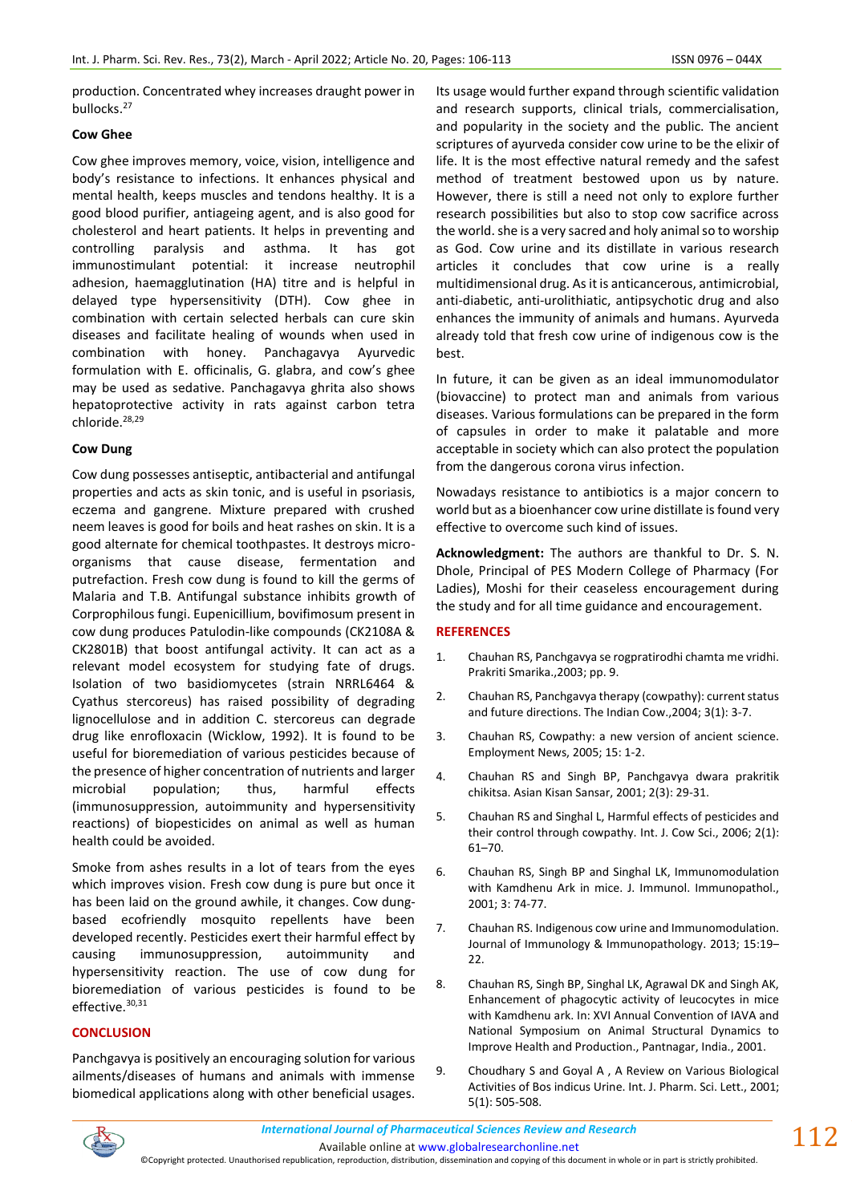production. Concentrated whey increases draught power in bullocks.[27]

### Cow Ghee

Cow ghee improves memory, voice, vision, intelligence and body's resistance to infections. It enhances physical and mental health, keeps muscles and tendons healthy. It is a good blood purifier, antiageing agent, and is also good for cholesterol and heart patients. It helps in preventing and controlling paralysis and asthma. It has got immunostimulant potential: it increase neutrophil adhesion, haemagglutination (HA) titre and is helpful in delayed type hypersensitivity (DTH). Cow ghee in combination with certain selected herbals can cure skin diseases and facilitate healing of wounds when used in combination with honey. Panchagavya Ayurvedic formulation with E. officinalis, G. glabra, and cow's ghee may be used as sedative. Panchagavya ghrita also shows hepatoprotective activity in rats against carbon tetra chloride.[28,29]

### Cow Dung

Cow dung possesses antiseptic, antibacterial and antifungal properties and acts as skin tonic, and is useful in psoriasis, eczema and gangrene. Mixture prepared with crushed neem leaves is good for boils and heat rashes on skin. It is a good alternate for chemical toothpastes. It destroys micro-organisms that cause disease, fermentation and putrefaction. Fresh cow dung is found to kill the germs of Malaria and T.B. Antifungal substance inhibits growth of Corprophilous fungi. Eupenicillium, bovifimosum present in cow dung produces Patulodin-like compounds (CK2108A & CK2801B) that boost antifungal activity. It can act as a relevant model ecosystem for studying fate of drugs. Isolation of two basidiomycetes (strain NRRL6464 & Cyathus stercoreus) has raised possibility of degrading lignocellulose and in addition C. stercoreus can degrade drug like enrofloxacin (Wicklow, 1992). It is found to be useful for bioremediation of various pesticides because of the presence of higher concentration of nutrients and larger microbial population; thus, harmful effects (immunosuppression, autoimmunity and hypersensitivity reactions) of biopesticides on animal as well as human health could be avoided.

Smoke from ashes results in a lot of tears from the eyes which improves vision. Fresh cow dung is pure but once it has been laid on the ground awhile, it changes. Cow dung-based ecofriendly mosquito repellents have been developed recently. Pesticides exert their harmful effect by causing immunosuppression, autoimmunity and hypersensitivity reaction. The use of cow dung for bioremediation of various pesticides is found to be effective.[30,31]

## CONCLUSION

Panchagavya is positively an encouraging solution for various ailments/diseases of humans and animals with immense biomedical applications along with other beneficial usages. Its usage would further expand through scientific validation and research supports, clinical trials, commercialisation, and popularity in the society and the public. The ancient scriptures of ayurveda consider cow urine to be the elixir of life. It is the most effective natural remedy and the safest method of treatment bestowed upon us by nature. However, there is still a need not only to explore further research possibilities but also to stop cow sacrifice across the world. she is a very sacred and holy animal so to worship as God. Cow urine and its distillate in various research articles it concludes that cow urine is a really multidimensional drug. As it is anticancerous, antimicrobial, anti-diabetic, anti-urolithiatic, antipsychotic drug and also enhances the immunity of animals and humans. Ayurveda already told that fresh cow urine of indigenous cow is the best.

In future, it can be given as an ideal immunomodulator (biovaccine) to protect man and animals from various diseases. Various formulations can be prepared in the form of capsules in order to make it palatable and more acceptable in society which can also protect the population from the dangerous corona virus infection.

Nowadays resistance to antibiotics is a major concern to world but as a bioenhancer cow urine distillate is found very effective to overcome such kind of issues.

**Acknowledgment:** The authors are thankful to Dr. S. N. Dhole, Principal of PES Modern College of Pharmacy (For Ladies), Moshi for their ceaseless encouragement during the study and for all time guidance and encouragement.

## REFERENCES

1. Chauhan RS, Panchgavya se rogpratirodhi chamta me vridhi. Prakriti Smarika.,2003; pp. 9.
2. Chauhan RS, Panchgavya therapy (cowpathy): current status and future directions. The Indian Cow.,2004; 3(1): 3-7.
3. Chauhan RS, Cowpathy: a new version of ancient science. Employment News, 2005; 15: 1-2.
4. Chauhan RS and Singh BP, Panchgavya dwara prakritik chikitsa. Asian Kisan Sansar, 2001; 2(3): 29-31.
5. Chauhan RS and Singhal L, Harmful effects of pesticides and their control through cowpathy. Int. J. Cow Sci., 2006; 2(1): 61–70.
6. Chauhan RS, Singh BP and Singhal LK, Immunomodulation with Kamdhenu Ark in mice. J. Immunol. Immunopathol., 2001; 3: 74-77.
7. Chauhan RS. Indigenous cow urine and Immunomodulation. Journal of Immunology & Immunopathology. 2013; 15:19–22.
8. Chauhan RS, Singh BP, Singhal LK, Agrawal DK and Singh AK, Enhancement of phagocytic activity of leucocytes in mice with Kamdhenu ark. In: XVI Annual Convention of IAVA and National Symposium on Animal Structural Dynamics to Improve Health and Production., Pantnagar, India., 2001.
9. Choudhary S and Goyal A , A Review on Various Biological Activities of Bos indicus Urine. Int. J. Pharm. Sci. Lett., 2001; 5(1): 505-508.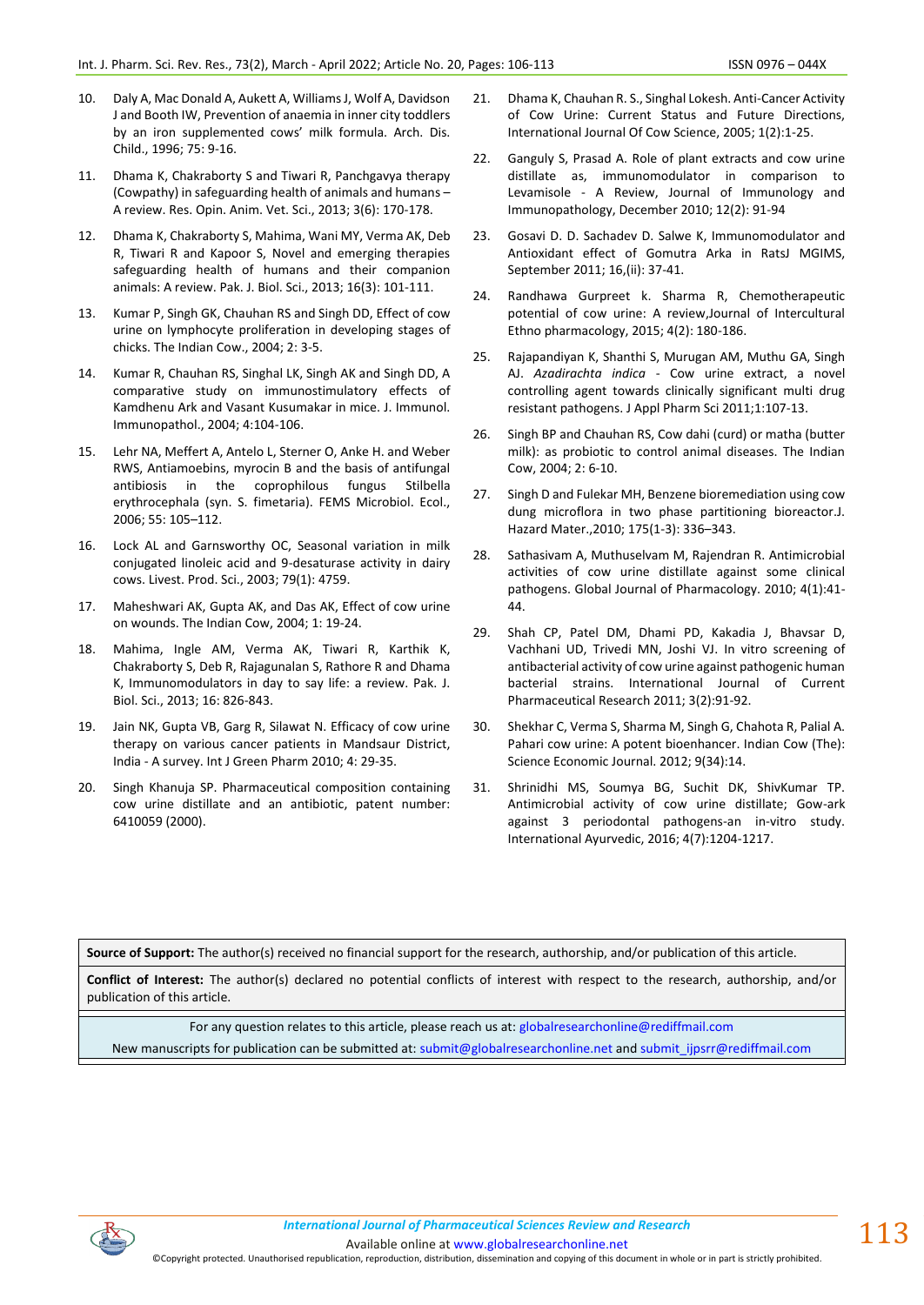10. Daly A, Mac Donald A, Aukett A, Williams J, Wolf A, Davidson J and Booth IW, Prevention of anaemia in inner city toddlers by an iron supplemented cows' milk formula. Arch. Dis. Child., 1996; 75: 9-16.

11. Dhama K, Chakraborty S and Tiwari R, Panchgavya therapy (Cowpathy) in safeguarding health of animals and humans – A review. Res. Opin. Anim. Vet. Sci., 2013; 3(6): 170-178.

12. Dhama K, Chakraborty S, Mahima, Wani MY, Verma AK, Deb R, Tiwari R and Kapoor S, Novel and emerging therapies safeguarding health of humans and their companion animals: A review. Pak. J. Biol. Sci., 2013; 16(3): 101-111.

13. Kumar P, Singh GK, Chauhan RS and Singh DD, Effect of cow urine on lymphocyte proliferation in developing stages of chicks. The Indian Cow., 2004; 2: 3-5.

14. Kumar R, Chauhan RS, Singhal LK, Singh AK and Singh DD, A comparative study on immunostimulatory effects of Kamdhenu Ark and Vasant Kusumakar in mice. J. Immunol. Immunopathol., 2004; 4:104-106.

15. Lehr NA, Meffert A, Antelo L, Sterner O, Anke H. and Weber RWS, Antiamoebins, myrocin B and the basis of antifungal antibiosis in the coprophilous fungus Stilbella erythrocephala (syn. S. fimetaria). FEMS Microbiol. Ecol., 2006; 55: 105–112.

16. Lock AL and Garnsworthy OC, Seasonal variation in milk conjugated linoleic acid and 9-desaturase activity in dairy cows. Livest. Prod. Sci., 2003; 79(1): 4759.

17. Maheshwari AK, Gupta AK, and Das AK, Effect of cow urine on wounds. The Indian Cow, 2004; 1: 19-24.

18. Mahima, Ingle AM, Verma AK, Tiwari R, Karthik K, Chakraborty S, Deb R, Rajagunalan S, Rathore R and Dhama K, Immunomodulators in day to say life: a review. Pak. J. Biol. Sci., 2013; 16: 826-843.

19. Jain NK, Gupta VB, Garg R, Silawat N. Efficacy of cow urine therapy on various cancer patients in Mandsaur District, India - A survey. Int J Green Pharm 2010; 4: 29-35.

20. Singh Khanuja SP. Pharmaceutical composition containing cow urine distillate and an antibiotic, patent number: 6410059 (2000).

21. Dhama K, Chauhan R. S., Singhal Lokesh. Anti-Cancer Activity of Cow Urine: Current Status and Future Directions, International Journal Of Cow Science, 2005; 1(2):1-25.

22. Ganguly S, Prasad A. Role of plant extracts and cow urine distillate as, immunomodulator in comparison to Levamisole - A Review, Journal of Immunology and Immunopathology, December 2010; 12(2): 91-94

23. Gosavi D. D. Sachadev D. Salwe K, Immunomodulator and Antioxidant effect of Gomutra Arka in RatsJ MGIMS, September 2011; 16,(ii): 37-41.

24. Randhawa Gurpreet k. Sharma R, Chemotherapeutic potential of cow urine: A review,Journal of Intercultural Ethno pharmacology, 2015; 4(2): 180-186.

25. Rajapandiyan K, Shanthi S, Murugan AM, Muthu GA, Singh AJ. *Azadirachta indica* - Cow urine extract, a novel controlling agent towards clinically significant multi drug resistant pathogens. J Appl Pharm Sci 2011;1:107-13.

26. Singh BP and Chauhan RS, Cow dahi (curd) or matha (butter milk): as probiotic to control animal diseases. The Indian Cow, 2004; 2: 6-10.

27. Singh D and Fulekar MH, Benzene bioremediation using cow dung microflora in two phase partitioning bioreactor.J. Hazard Mater.,2010; 175(1-3): 336–343.

28. Sathasivam A, Muthuselvam M, Rajendran R. Antimicrobial activities of cow urine distillate against some clinical pathogens. Global Journal of Pharmacology. 2010; 4(1):41-44.

29. Shah CP, Patel DM, Dhami PD, Kakadia J, Bhavsar D, Vachhani UD, Trivedi MN, Joshi VJ. In vitro screening of antibacterial activity of cow urine against pathogenic human bacterial strains. International Journal of Current Pharmaceutical Research 2011; 3(2):91-92.

30. Shekhar C, Verma S, Sharma M, Singh G, Chahota R, Palial A. Pahari cow urine: A potent bioenhancer. Indian Cow (The): Science Economic Journal. 2012; 9(34):14.

31. Shrinidhi MS, Soumya BG, Suchit DK, ShivKumar TP. Antimicrobial activity of cow urine distillate; Gow-ark against 3 periodontal pathogens-an in-vitro study. International Ayurvedic, 2016; 4(7):1204-1217.

**Source of Support:** The author(s) received no financial support for the research, authorship, and/or publication of this article.

**Conflict of Interest:** The author(s) declared no potential conflicts of interest with respect to the research, authorship, and/or publication of this article.

For any question relates to this article, please reach us at: globalresearchonline@rediffmail.com

New manuscripts for publication can be submitted at: submit@globalresearchonline.net and submit_ijpsrr@rediffmail.com